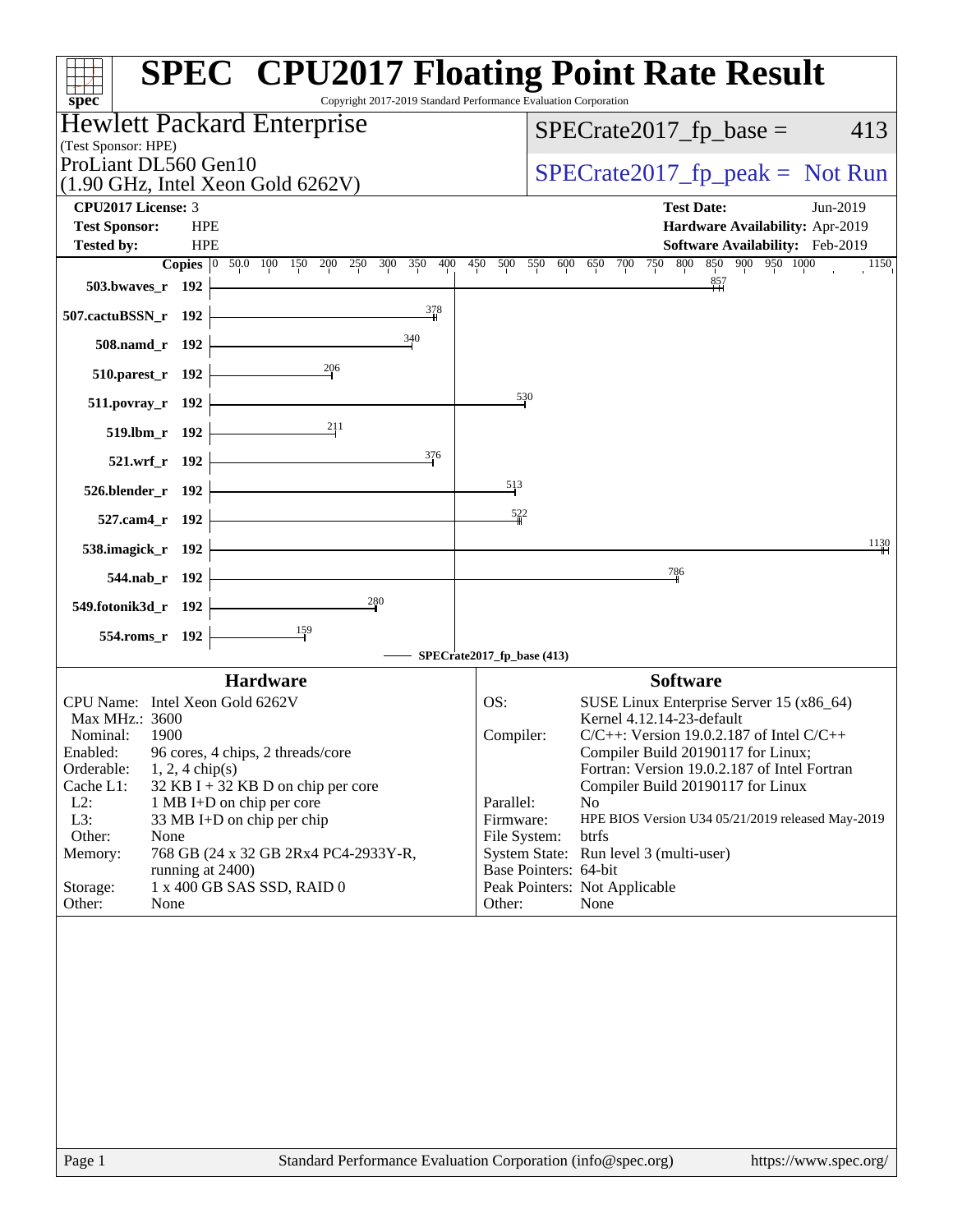# SPEC CPU2017 Floating Point Rate Result

Copyright 2017-2019 Standard Performance Evaluation Corporation

## Hewlett Packard Enterprise

(Test Sponsor: HPE)

ProLiant DL560 Gen10
(1.90 GHz, Intel Xeon Gold 6262V)

SPECrate2017_fp_base = 413

SPECrate2017_fp_peak = Not Run

**CPU2017 License:** 3
**Test Sponsor:** HPE
**Tested by:** HPE

**Test Date:** Jun-2019
**Hardware Availability:** Apr-2019
**Software Availability:** Feb-2019

| Benchmark | Copies | Base |
|---|---|---|
| 503.bwaves_r | 192 | 857 |
| 507.cactuBSSN_r | 192 | 378 |
| 508.namd_r | 192 | 340 |
| 510.parest_r | 192 | 206 |
| 511.povray_r | 192 | 530 |
| 519.lbm_r | 192 | 211 |
| 521.wrf_r | 192 | 376 |
| 526.blender_r | 192 | 513 |
| 527.cam4_r | 192 | 522 |
| 538.imagick_r | 192 | 1130 |
| 544.nab_r | 192 | 786 |
| 549.fotonik3d_r | 192 | 280 |
| 554.roms_r | 192 | 159 |

SPECrate2017_fp_base (413)

## Hardware

| | |
|---|---|
| CPU Name: | Intel Xeon Gold 6262V |
| Max MHz.: | 3600 |
| Nominal: | 1900 |
| Enabled: | 96 cores, 4 chips, 2 threads/core |
| Orderable: | 1, 2, 4 chip(s) |
| Cache L1: | 32 KB I + 32 KB D on chip per core |
| L2: | 1 MB I+D on chip per core |
| L3: | 33 MB I+D on chip per chip |
| Other: | None |
| Memory: | 768 GB (24 x 32 GB 2Rx4 PC4-2933Y-R, running at 2400) |
| Storage: | 1 x 400 GB SAS SSD, RAID 0 |
| Other: | None |

## Software

| | |
|---|---|
| OS: | SUSE Linux Enterprise Server 15 (x86_64) Kernel 4.12.14-23-default |
| Compiler: | C/C++: Version 19.0.2.187 of Intel C/C++ Compiler Build 20190117 for Linux; Fortran: Version 19.0.2.187 of Intel Fortran Compiler Build 20190117 for Linux |
| Parallel: | No |
| Firmware: | HPE BIOS Version U34 05/21/2019 released May-2019 |
| File System: | btrfs |
| System State: | Run level 3 (multi-user) |
| Base Pointers: | 64-bit |
| Peak Pointers: | Not Applicable |
| Other: | None |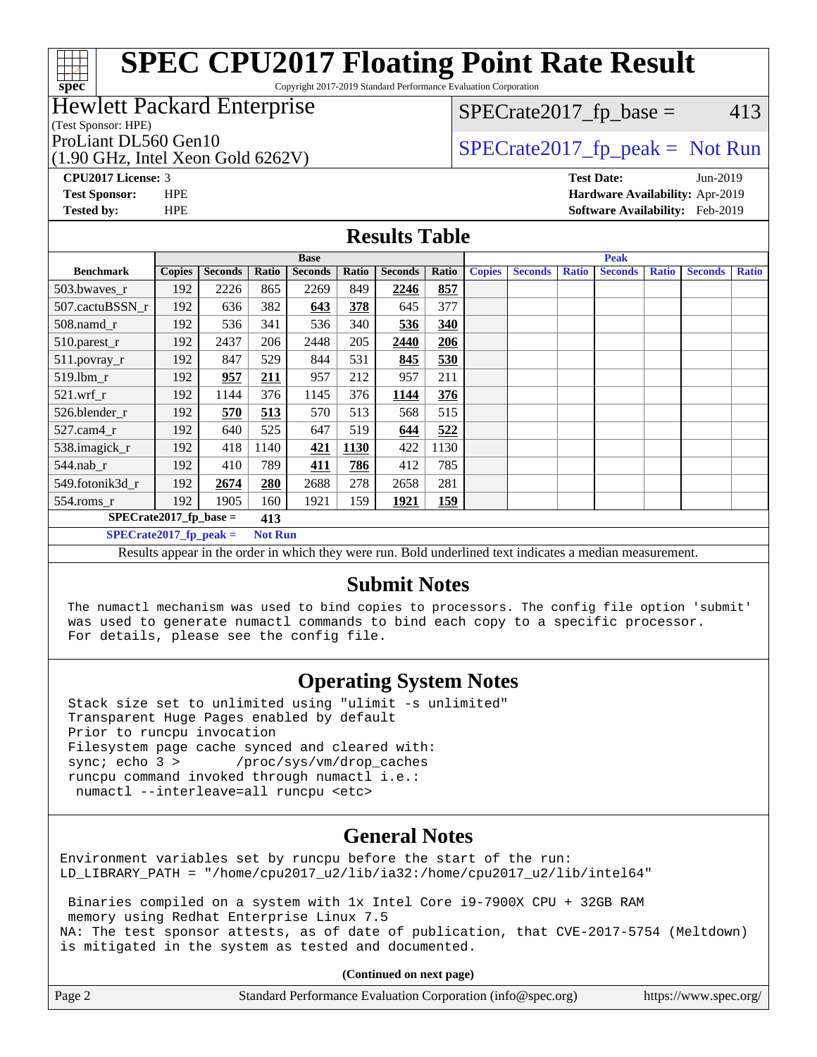# SPEC CPU2017 Floating Point Rate Result

Copyright 2017-2019 Standard Performance Evaluation Corporation

## Hewlett Packard Enterprise

(Test Sponsor: HPE)

ProLiant DL560 Gen10
(1.90 GHz, Intel Xeon Gold 6262V)

SPECrate2017_fp_base = 413

SPECrate2017_fp_peak = Not Run

**CPU2017 License:** 3
**Test Sponsor:** HPE
**Tested by:** HPE

**Test Date:** Jun-2019
**Hardware Availability:** Apr-2019
**Software Availability:** Feb-2019

## Results Table

| Benchmark | Base | | | | | | | Peak | | | | | | |
|---|---|---|---|---|---|---|---|---|---|---|---|---|---|---|
| | Copies | Seconds | Ratio | Seconds | Ratio | Seconds | Ratio | Copies | Seconds | Ratio | Seconds | Ratio | Seconds | Ratio |
| 503.bwaves_r | 192 | 2226 | 865 | 2269 | 849 | **2246** | **857** | | | | | | | |
| 507.cactuBSSN_r | 192 | 636 | 382 | **643** | **378** | 645 | 377 | | | | | | | |
| 508.namd_r | 192 | 536 | 341 | 536 | 340 | **536** | **340** | | | | | | | |
| 510.parest_r | 192 | 2437 | 206 | 2448 | 205 | **2440** | **206** | | | | | | | |
| 511.povray_r | 192 | 847 | 529 | 844 | 531 | **845** | **530** | | | | | | | |
| 519.lbm_r | 192 | **957** | **211** | 957 | 212 | 957 | 211 | | | | | | | |
| 521.wrf_r | 192 | 1144 | 376 | 1145 | 376 | **1144** | **376** | | | | | | | |
| 526.blender_r | 192 | **570** | **513** | 570 | 513 | 568 | 515 | | | | | | | |
| 527.cam4_r | 192 | 640 | 525 | 647 | 519 | **644** | **522** | | | | | | | |
| 538.imagick_r | 192 | 418 | 1140 | **421** | **1130** | 422 | 1130 | | | | | | | |
| 544.nab_r | 192 | 410 | 789 | **411** | **786** | 412 | 785 | | | | | | | |
| 549.fotonik3d_r | 192 | **2674** | **280** | 2688 | 278 | 2658 | 281 | | | | | | | |
| 554.roms_r | 192 | 1905 | 160 | 1921 | 159 | **1921** | **159** | | | | | | | |

**SPECrate2017_fp_base = 413**

**SPECrate2017_fp_peak = Not Run**

Results appear in the order in which they were run. Bold underlined text indicates a median measurement.

## Submit Notes

```
The numactl mechanism was used to bind copies to processors. The config file option 'submit'
was used to generate numactl commands to bind each copy to a specific processor.
For details, please see the config file.
```

## Operating System Notes

```
Stack size set to unlimited using "ulimit -s unlimited"
Transparent Huge Pages enabled by default
Prior to runcpu invocation
Filesystem page cache synced and cleared with:
sync; echo 3 >       /proc/sys/vm/drop_caches
runcpu command invoked through numactl i.e.:
 numactl --interleave=all runcpu <etc>
```

## General Notes

```
Environment variables set by runcpu before the start of the run:
LD_LIBRARY_PATH = "/home/cpu2017_u2/lib/ia32:/home/cpu2017_u2/lib/intel64"

 Binaries compiled on a system with 1x Intel Core i9-7900X CPU + 32GB RAM
 memory using Redhat Enterprise Linux 7.5
NA: The test sponsor attests, as of date of publication, that CVE-2017-5754 (Meltdown)
is mitigated in the system as tested and documented.
```

**(Continued on next page)**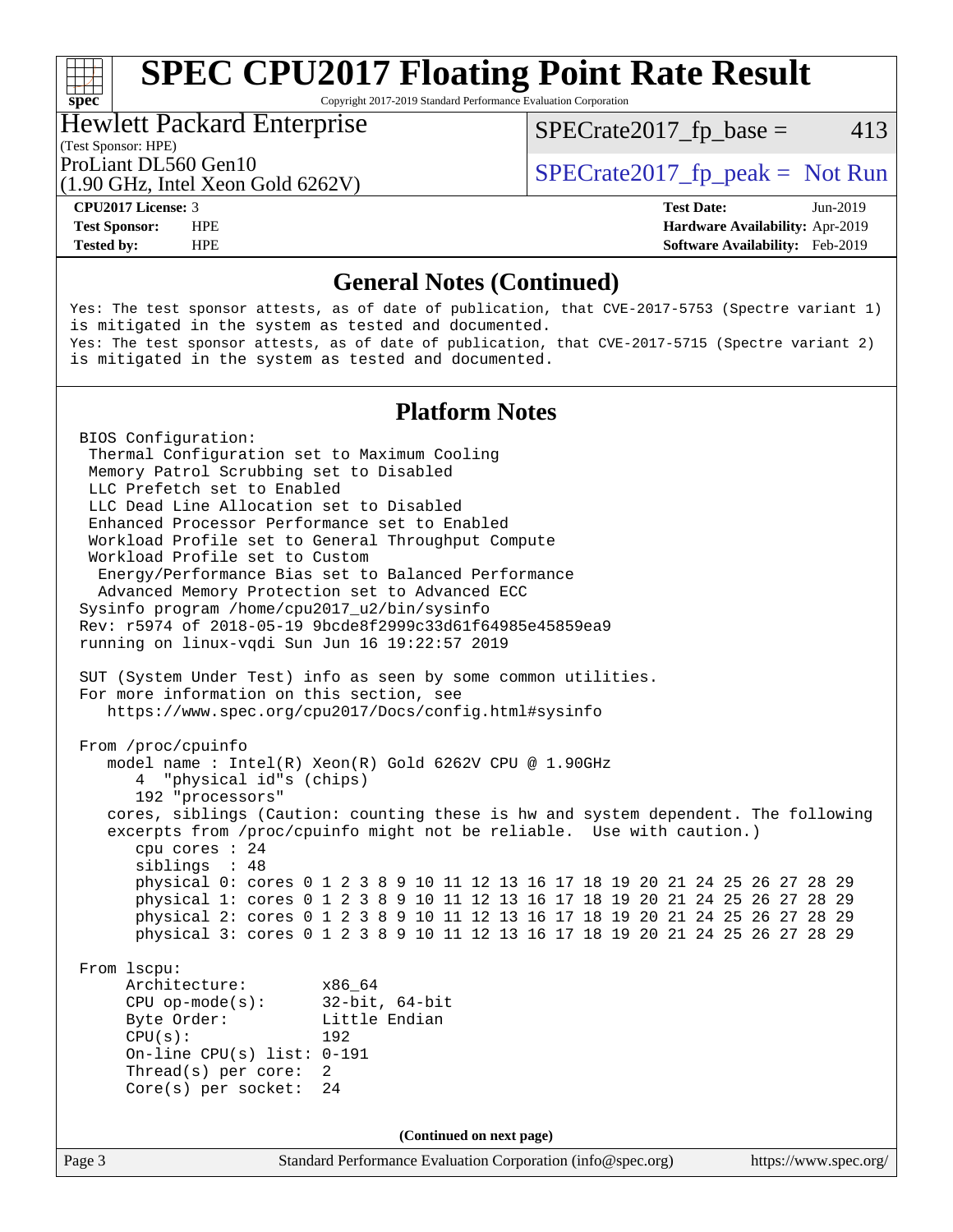## General Notes (Continued)

```
Yes: The test sponsor attests, as of date of publication, that CVE-2017-5753 (Spectre variant 1)
is mitigated in the system as tested and documented.
Yes: The test sponsor attests, as of date of publication, that CVE-2017-5715 (Spectre variant 2)
is mitigated in the system as tested and documented.
```

## Platform Notes

```
BIOS Configuration:
 Thermal Configuration set to Maximum Cooling
 Memory Patrol Scrubbing set to Disabled
 LLC Prefetch set to Enabled
 LLC Dead Line Allocation set to Disabled
 Enhanced Processor Performance set to Enabled
 Workload Profile set to General Throughput Compute
 Workload Profile set to Custom
  Energy/Performance Bias set to Balanced Performance
  Advanced Memory Protection set to Advanced ECC
Sysinfo program /home/cpu2017_u2/bin/sysinfo
Rev: r5974 of 2018-05-19 9bcde8f2999c33d61f64985e45859ea9
running on linux-vqdi Sun Jun 16 19:22:57 2019

SUT (System Under Test) info as seen by some common utilities.
For more information on this section, see
   https://www.spec.org/cpu2017/Docs/config.html#sysinfo

From /proc/cpuinfo
   model name : Intel(R) Xeon(R) Gold 6262V CPU @ 1.90GHz
      4  "physical id"s (chips)
      192 "processors"
   cores, siblings (Caution: counting these is hw and system dependent. The following
   excerpts from /proc/cpuinfo might not be reliable.  Use with caution.)
      cpu cores : 24
      siblings  : 48
      physical 0: cores 0 1 2 3 8 9 10 11 12 13 16 17 18 19 20 21 24 25 26 27 28 29
      physical 1: cores 0 1 2 3 8 9 10 11 12 13 16 17 18 19 20 21 24 25 26 27 28 29
      physical 2: cores 0 1 2 3 8 9 10 11 12 13 16 17 18 19 20 21 24 25 26 27 28 29
      physical 3: cores 0 1 2 3 8 9 10 11 12 13 16 17 18 19 20 21 24 25 26 27 28 29

From lscpu:
     Architecture:        x86_64
     CPU op-mode(s):      32-bit, 64-bit
     Byte Order:          Little Endian
     CPU(s):              192
     On-line CPU(s) list: 0-191
     Thread(s) per core:  2
     Core(s) per socket:  24
```

(Continued on next page)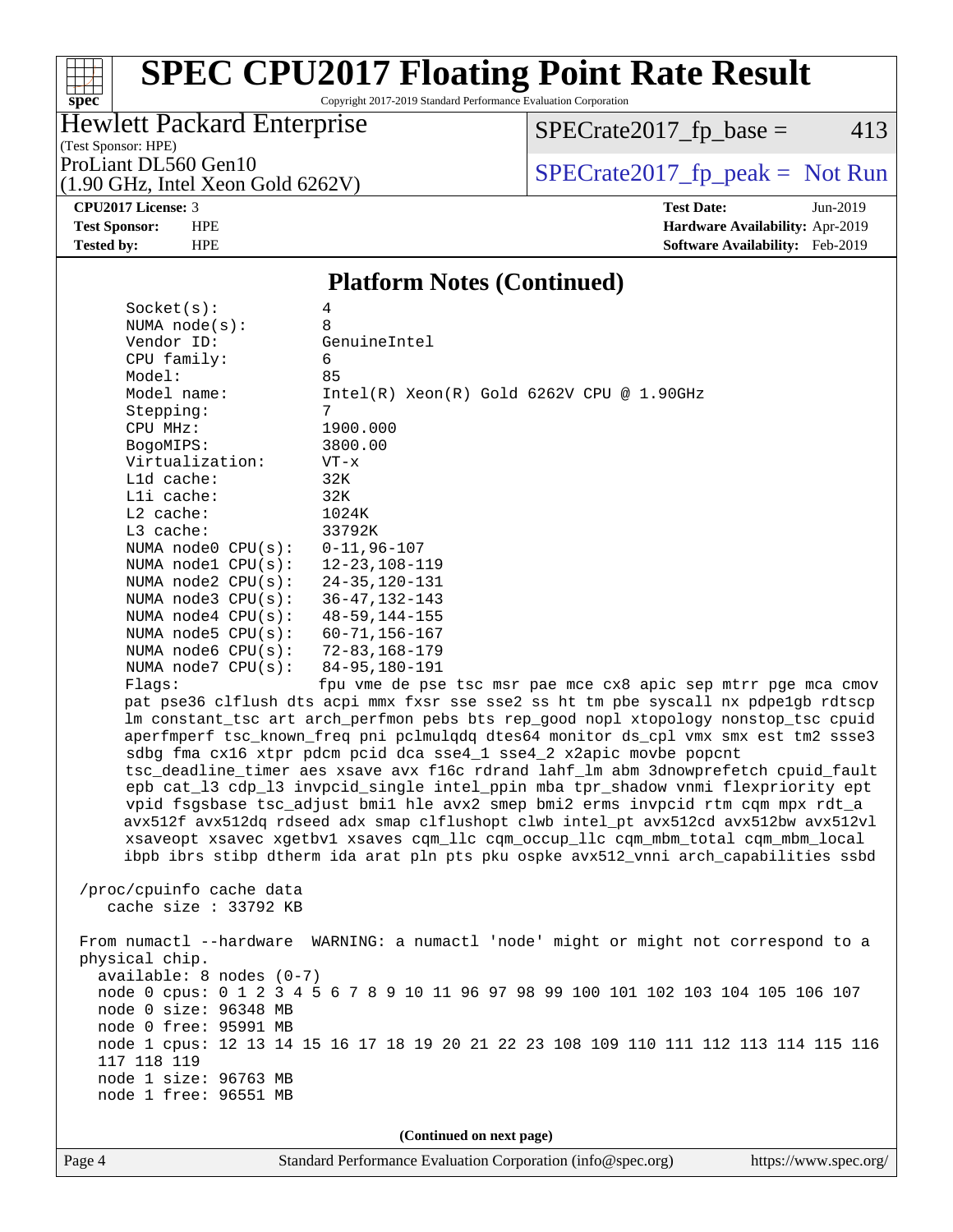# SPEC CPU2017 Floating Point Rate Result

Copyright 2017-2019 Standard Performance Evaluation Corporation

**Hewlett Packard Enterprise**
(Test Sponsor: HPE)
ProLiant DL560 Gen10
(1.90 GHz, Intel Xeon Gold 6262V)

SPECrate2017_fp_base = 413

SPECrate2017_fp_peak = Not Run

| | | | |
|---|---|---|---|
| **CPU2017 License:** | 3 | **Test Date:** | Jun-2019 |
| **Test Sponsor:** | HPE | **Hardware Availability:** | Apr-2019 |
| **Tested by:** | HPE | **Software Availability:** | Feb-2019 |

## Platform Notes (Continued)

```
Socket(s):             4
NUMA node(s):          8
Vendor ID:             GenuineIntel
CPU family:            6
Model:                 85
Model name:            Intel(R) Xeon(R) Gold 6262V CPU @ 1.90GHz
Stepping:              7
CPU MHz:               1900.000
BogoMIPS:              3800.00
Virtualization:        VT-x
L1d cache:             32K
L1i cache:             32K
L2 cache:              1024K
L3 cache:              33792K
NUMA node0 CPU(s):     0-11,96-107
NUMA node1 CPU(s):     12-23,108-119
NUMA node2 CPU(s):     24-35,120-131
NUMA node3 CPU(s):     36-47,132-143
NUMA node4 CPU(s):     48-59,144-155
NUMA node5 CPU(s):     60-71,156-167
NUMA node6 CPU(s):     72-83,168-179
NUMA node7 CPU(s):     84-95,180-191
Flags:                 fpu vme de pse tsc msr pae mce cx8 apic sep mtrr pge mca cmov
pat pse36 clflush dts acpi mmx fxsr sse sse2 ss ht tm pbe syscall nx pdpe1gb rdtscp
lm constant_tsc art arch_perfmon pebs bts rep_good nopl xtopology nonstop_tsc cpuid
aperfmperf tsc_known_freq pni pclmulqdq dtes64 monitor ds_cpl vmx smx est tm2 ssse3
sdbg fma cx16 xtpr pdcm pcid dca sse4_1 sse4_2 x2apic movbe popcnt
tsc_deadline_timer aes xsave avx f16c rdrand lahf_lm abm 3dnowprefetch cpuid_fault
epb cat_l3 cdp_l3 invpcid_single intel_ppin mba tpr_shadow vnmi flexpriority ept
vpid fsgsbase tsc_adjust bmi1 hle avx2 smep bmi2 erms invpcid rtm cqm mpx rdt_a
avx512f avx512dq rdseed adx smap clflushopt clwb intel_pt avx512cd avx512bw avx512vl
xsaveopt xsavec xgetbv1 xsaves cqm_llc cqm_occup_llc cqm_mbm_total cqm_mbm_local
ibpb ibrs stibp dtherm ida arat pln pts pku ospke avx512_vnni arch_capabilities ssbd

/proc/cpuinfo cache data
   cache size : 33792 KB

From numactl --hardware  WARNING: a numactl 'node' might or might not correspond to a
physical chip.
  available: 8 nodes (0-7)
  node 0 cpus: 0 1 2 3 4 5 6 7 8 9 10 11 96 97 98 99 100 101 102 103 104 105 106 107
  node 0 size: 96348 MB
  node 0 free: 95991 MB
  node 1 cpus: 12 13 14 15 16 17 18 19 20 21 22 23 108 109 110 111 112 113 114 115 116
  117 118 119
  node 1 size: 96763 MB
  node 1 free: 96551 MB
```

**(Continued on next page)**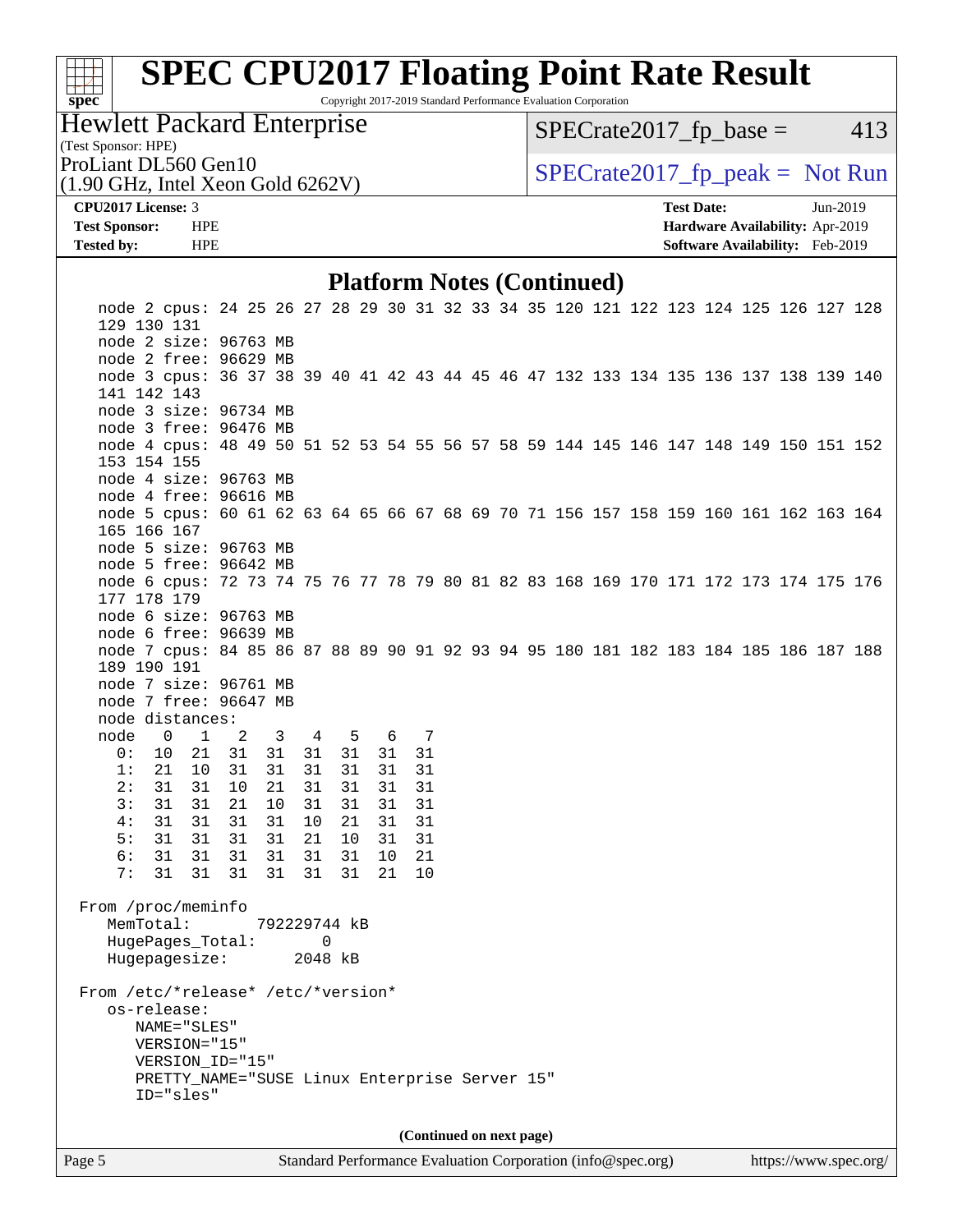# SPEC CPU2017 Floating Point Rate Result

Copyright 2017-2019 Standard Performance Evaluation Corporation

**Hewlett Packard Enterprise**
(Test Sponsor: HPE)

ProLiant DL560 Gen10
(1.90 GHz, Intel Xeon Gold 6262V)

SPECrate2017_fp_base = 413

SPECrate2017_fp_peak = Not Run

**CPU2017 License:** 3
**Test Sponsor:** HPE
**Tested by:** HPE

**Test Date:** Jun-2019
**Hardware Availability:** Apr-2019
**Software Availability:** Feb-2019

## Platform Notes (Continued)

```
    node 2 cpus: 24 25 26 27 28 29 30 31 32 33 34 35 120 121 122 123 124 125 126 127 128
    129 130 131
    node 2 size: 96763 MB
    node 2 free: 96629 MB
    node 3 cpus: 36 37 38 39 40 41 42 43 44 45 46 47 132 133 134 135 136 137 138 139 140
    141 142 143
    node 3 size: 96734 MB
    node 3 free: 96476 MB
    node 4 cpus: 48 49 50 51 52 53 54 55 56 57 58 59 144 145 146 147 148 149 150 151 152
    153 154 155
    node 4 size: 96763 MB
    node 4 free: 96616 MB
    node 5 cpus: 60 61 62 63 64 65 66 67 68 69 70 71 156 157 158 159 160 161 162 163 164
    165 166 167
    node 5 size: 96763 MB
    node 5 free: 96642 MB
    node 6 cpus: 72 73 74 75 76 77 78 79 80 81 82 83 168 169 170 171 172 173 174 175 176
    177 178 179
    node 6 size: 96763 MB
    node 6 free: 96639 MB
    node 7 cpus: 84 85 86 87 88 89 90 91 92 93 94 95 180 181 182 183 184 185 186 187 188
    189 190 191
    node 7 size: 96761 MB
    node 7 free: 96647 MB
    node distances:
    node   0   1   2   3   4   5   6   7
      0:  10  21  31  31  31  31  31  31
      1:  21  10  31  31  31  31  31  31
      2:  31  31  10  21  31  31  31  31
      3:  31  31  21  10  31  31  31  31
      4:  31  31  31  31  10  21  31  31
      5:  31  31  31  31  21  10  31  31
      6:  31  31  31  31  31  31  10  21
      7:  31  31  31  31  31  31  21  10

 From /proc/meminfo
    MemTotal:       792229744 kB
    HugePages_Total:       0
    Hugepagesize:       2048 kB

 From /etc/*release* /etc/*version*
    os-release:
       NAME="SLES"
       VERSION="15"
       VERSION_ID="15"
       PRETTY_NAME="SUSE Linux Enterprise Server 15"
       ID="sles"
```

(Continued on next page)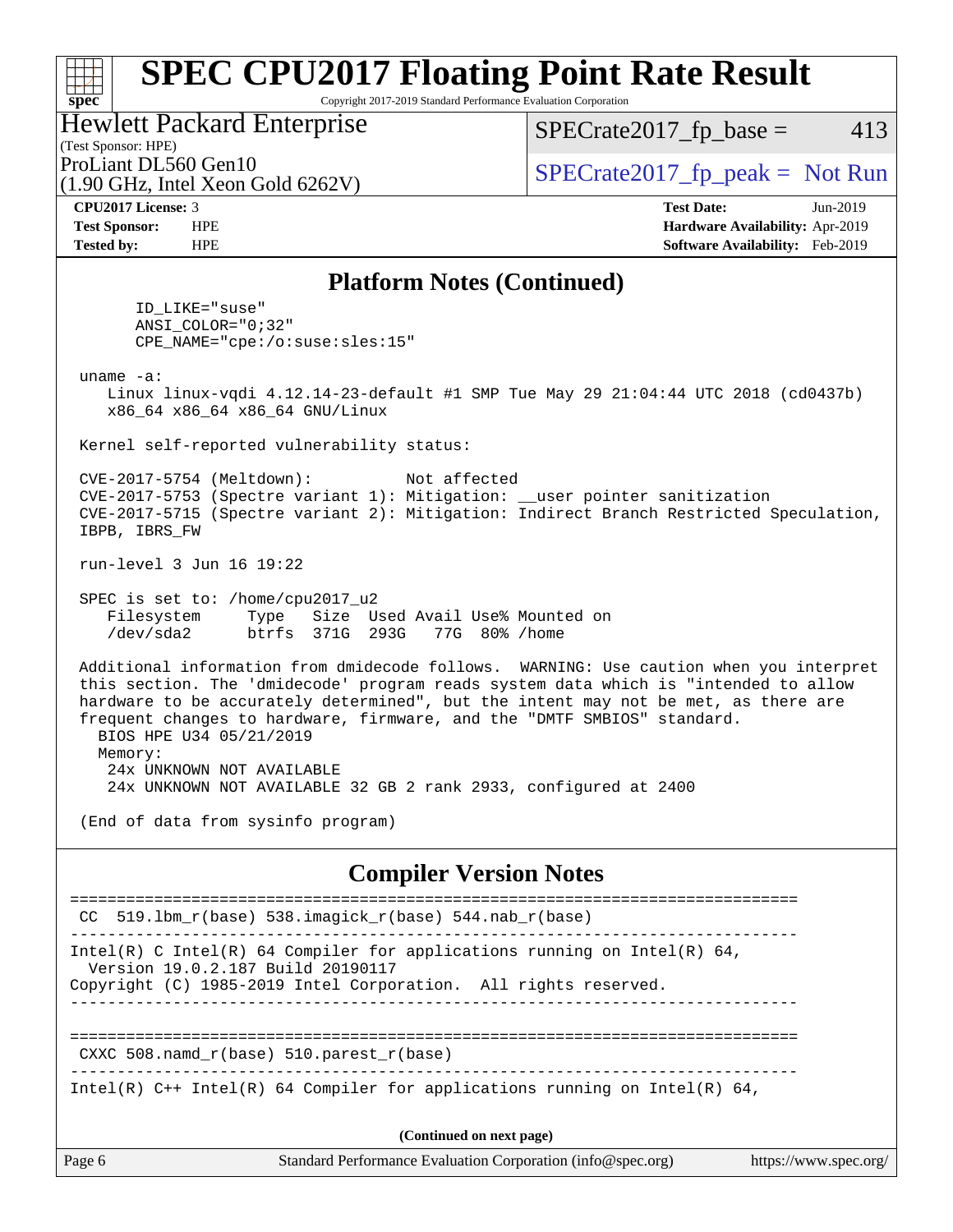# SPEC CPU2017 Floating Point Rate Result

Copyright 2017-2019 Standard Performance Evaluation Corporation

**Hewlett Packard Enterprise**
(Test Sponsor: HPE)
ProLiant DL560 Gen10
(1.90 GHz, Intel Xeon Gold 6262V)

SPECrate2017_fp_base = 413

SPECrate2017_fp_peak = Not Run

| | | | |
|---|---|---|---|
| **CPU2017 License:** | 3 | **Test Date:** | Jun-2019 |
| **Test Sponsor:** | HPE | **Hardware Availability:** | Apr-2019 |
| **Tested by:** | HPE | **Software Availability:** | Feb-2019 |

## Platform Notes (Continued)

```
      ID_LIKE="suse"
      ANSI_COLOR="0;32"
      CPE_NAME="cpe:/o:suse:sles:15"

 uname -a:
    Linux linux-vqdi 4.12.14-23-default #1 SMP Tue May 29 21:04:44 UTC 2018 (cd0437b)
    x86_64 x86_64 x86_64 GNU/Linux

 Kernel self-reported vulnerability status:

 CVE-2017-5754 (Meltdown):          Not affected
 CVE-2017-5753 (Spectre variant 1): Mitigation: __user pointer sanitization
 CVE-2017-5715 (Spectre variant 2): Mitigation: Indirect Branch Restricted Speculation,
 IBPB, IBRS_FW

 run-level 3 Jun 16 19:22

 SPEC is set to: /home/cpu2017_u2
    Filesystem     Type   Size  Used Avail Use% Mounted on
    /dev/sda2      btrfs  371G  293G   77G  80% /home

 Additional information from dmidecode follows.  WARNING: Use caution when you interpret
 this section. The 'dmidecode' program reads system data which is "intended to allow
 hardware to be accurately determined", but the intent may not be met, as there are
 frequent changes to hardware, firmware, and the "DMTF SMBIOS" standard.
   BIOS HPE U34 05/21/2019
   Memory:
    24x UNKNOWN NOT AVAILABLE
    24x UNKNOWN NOT AVAILABLE 32 GB 2 rank 2933, configured at 2400

 (End of data from sysinfo program)
```

## Compiler Version Notes

```
==============================================================================
 CC  519.lbm_r(base) 538.imagick_r(base) 544.nab_r(base)
------------------------------------------------------------------------------
Intel(R) C Intel(R) 64 Compiler for applications running on Intel(R) 64,
  Version 19.0.2.187 Build 20190117
Copyright (C) 1985-2019 Intel Corporation.  All rights reserved.
------------------------------------------------------------------------------

==============================================================================
 CXXC 508.namd_r(base) 510.parest_r(base)
------------------------------------------------------------------------------
Intel(R) C++ Intel(R) 64 Compiler for applications running on Intel(R) 64,
```

**(Continued on next page)**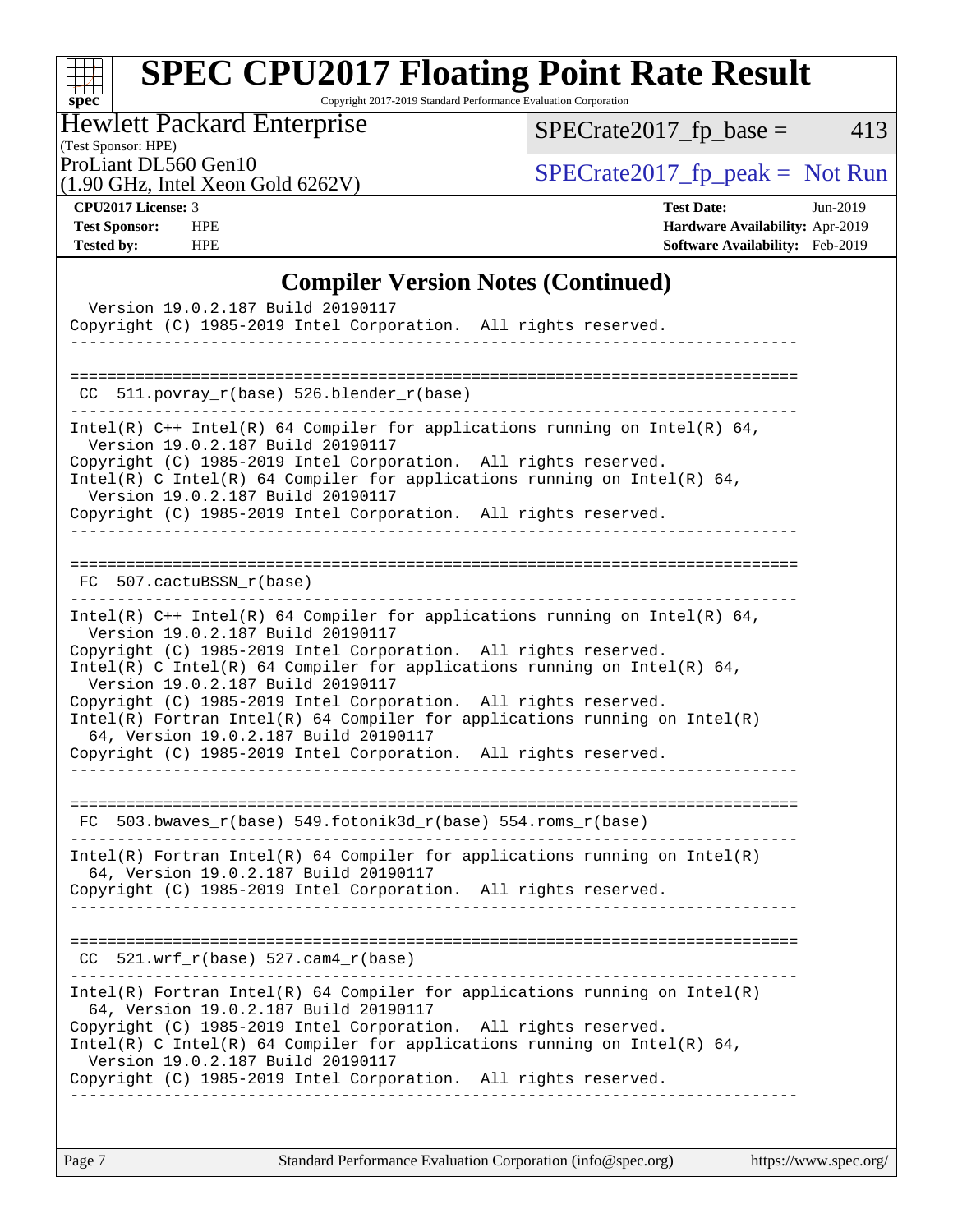# SPEC CPU2017 Floating Point Rate Result

Copyright 2017-2019 Standard Performance Evaluation Corporation

**Hewlett Packard Enterprise**
(Test Sponsor: HPE)
ProLiant DL560 Gen10
(1.90 GHz, Intel Xeon Gold 6262V)

SPECrate2017_fp_base = 413

SPECrate2017_fp_peak = Not Run

**CPU2017 License:** 3
**Test Sponsor:** HPE
**Tested by:** HPE

**Test Date:** Jun-2019
**Hardware Availability:** Apr-2019
**Software Availability:** Feb-2019

## Compiler Version Notes (Continued)

```
  Version 19.0.2.187 Build 20190117
Copyright (C) 1985-2019 Intel Corporation.  All rights reserved.
------------------------------------------------------------------------------

==============================================================================
 CC  511.povray_r(base) 526.blender_r(base)
------------------------------------------------------------------------------
Intel(R) C++ Intel(R) 64 Compiler for applications running on Intel(R) 64,
  Version 19.0.2.187 Build 20190117
Copyright (C) 1985-2019 Intel Corporation.  All rights reserved.
Intel(R) C Intel(R) 64 Compiler for applications running on Intel(R) 64,
  Version 19.0.2.187 Build 20190117
Copyright (C) 1985-2019 Intel Corporation.  All rights reserved.
------------------------------------------------------------------------------

==============================================================================
 FC  507.cactuBSSN_r(base)
------------------------------------------------------------------------------
Intel(R) C++ Intel(R) 64 Compiler for applications running on Intel(R) 64,
  Version 19.0.2.187 Build 20190117
Copyright (C) 1985-2019 Intel Corporation.  All rights reserved.
Intel(R) C Intel(R) 64 Compiler for applications running on Intel(R) 64,
  Version 19.0.2.187 Build 20190117
Copyright (C) 1985-2019 Intel Corporation.  All rights reserved.
Intel(R) Fortran Intel(R) 64 Compiler for applications running on Intel(R)
  64, Version 19.0.2.187 Build 20190117
Copyright (C) 1985-2019 Intel Corporation.  All rights reserved.
------------------------------------------------------------------------------

==============================================================================
 FC  503.bwaves_r(base) 549.fotonik3d_r(base) 554.roms_r(base)
------------------------------------------------------------------------------
Intel(R) Fortran Intel(R) 64 Compiler for applications running on Intel(R)
  64, Version 19.0.2.187 Build 20190117
Copyright (C) 1985-2019 Intel Corporation.  All rights reserved.
------------------------------------------------------------------------------

==============================================================================
 CC  521.wrf_r(base) 527.cam4_r(base)
------------------------------------------------------------------------------
Intel(R) Fortran Intel(R) 64 Compiler for applications running on Intel(R)
  64, Version 19.0.2.187 Build 20190117
Copyright (C) 1985-2019 Intel Corporation.  All rights reserved.
Intel(R) C Intel(R) 64 Compiler for applications running on Intel(R) 64,
  Version 19.0.2.187 Build 20190117
Copyright (C) 1985-2019 Intel Corporation.  All rights reserved.
------------------------------------------------------------------------------
```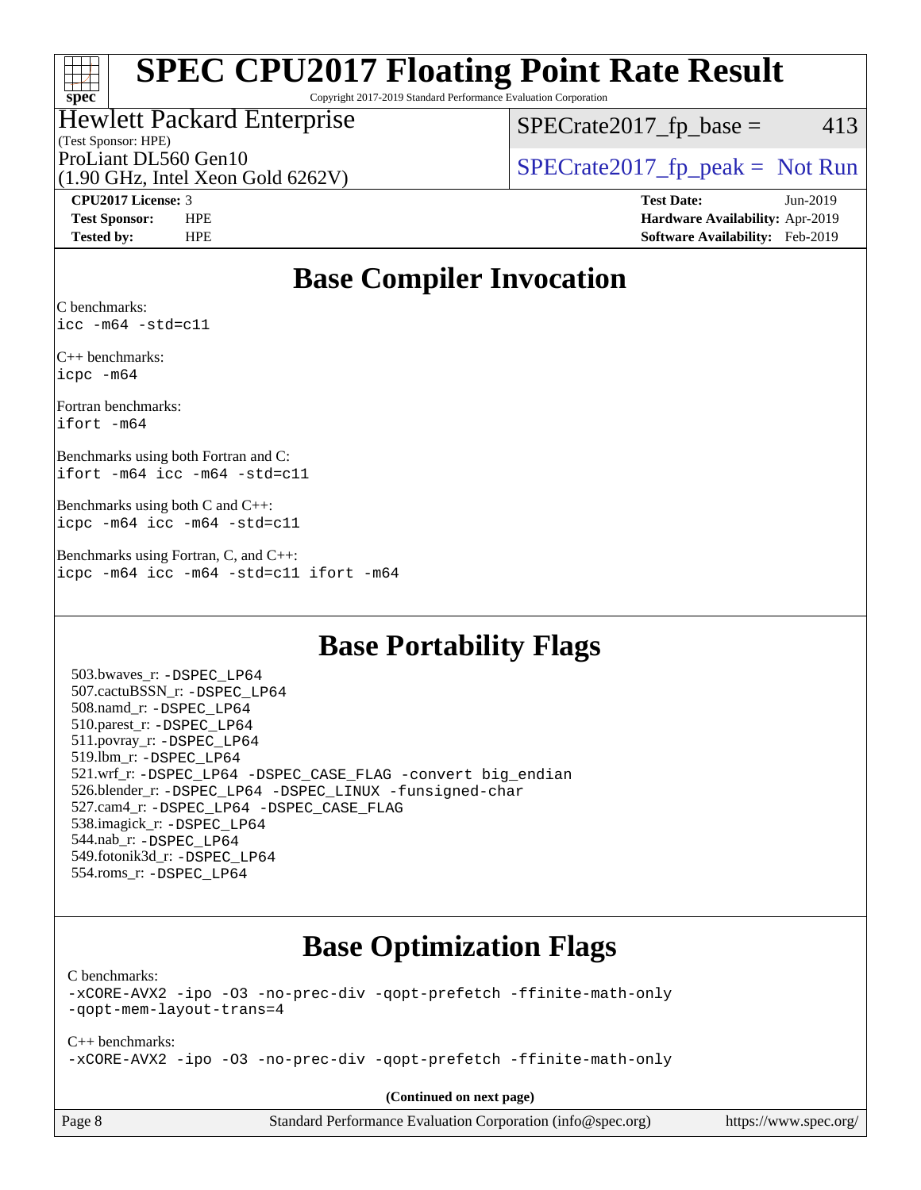# SPEC CPU2017 Floating Point Rate Result

Copyright 2017-2019 Standard Performance Evaluation Corporation

Hewlett Packard Enterprise
(Test Sponsor: HPE)
ProLiant DL560 Gen10
(1.90 GHz, Intel Xeon Gold 6262V)

SPECrate2017_fp_base = 413

SPECrate2017_fp_peak = Not Run

**CPU2017 License:** 3
**Test Sponsor:** HPE
**Tested by:** HPE

**Test Date:** Jun-2019
**Hardware Availability:** Apr-2019
**Software Availability:** Feb-2019

## Base Compiler Invocation

C benchmarks:
`icc -m64 -std=c11`

C++ benchmarks:
`icpc -m64`

Fortran benchmarks:
`ifort -m64`

Benchmarks using both Fortran and C:
`ifort -m64 icc -m64 -std=c11`

Benchmarks using both C and C++:
`icpc -m64 icc -m64 -std=c11`

Benchmarks using Fortran, C, and C++:
`icpc -m64 icc -m64 -std=c11 ifort -m64`

## Base Portability Flags

503.bwaves_r: -DSPEC_LP64
507.cactuBSSN_r: -DSPEC_LP64
508.namd_r: -DSPEC_LP64
510.parest_r: -DSPEC_LP64
511.povray_r: -DSPEC_LP64
519.lbm_r: -DSPEC_LP64
521.wrf_r: -DSPEC_LP64 -DSPEC_CASE_FLAG -convert big_endian
526.blender_r: -DSPEC_LP64 -DSPEC_LINUX -funsigned-char
527.cam4_r: -DSPEC_LP64 -DSPEC_CASE_FLAG
538.imagick_r: -DSPEC_LP64
544.nab_r: -DSPEC_LP64
549.fotonik3d_r: -DSPEC_LP64
554.roms_r: -DSPEC_LP64

## Base Optimization Flags

C benchmarks:
`-xCORE-AVX2 -ipo -O3 -no-prec-div -qopt-prefetch -ffinite-math-only -qopt-mem-layout-trans=4`

C++ benchmarks:
`-xCORE-AVX2 -ipo -O3 -no-prec-div -qopt-prefetch -ffinite-math-only`

**(Continued on next page)**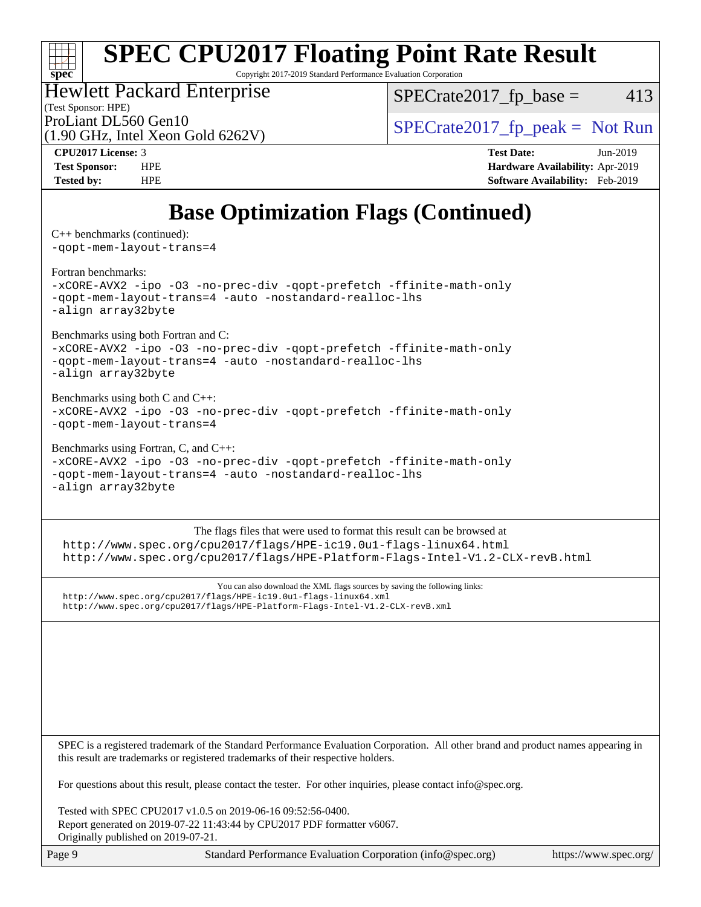# Base Optimization Flags (Continued)

C++ benchmarks (continued):
```
-qopt-mem-layout-trans=4
```

Fortran benchmarks:
```
-xCORE-AVX2 -ipo -O3 -no-prec-div -qopt-prefetch -ffinite-math-only
-qopt-mem-layout-trans=4 -auto -nostandard-realloc-lhs
-align array32byte
```

Benchmarks using both Fortran and C:
```
-xCORE-AVX2 -ipo -O3 -no-prec-div -qopt-prefetch -ffinite-math-only
-qopt-mem-layout-trans=4 -auto -nostandard-realloc-lhs
-align array32byte
```

Benchmarks using both C and C++:
```
-xCORE-AVX2 -ipo -O3 -no-prec-div -qopt-prefetch -ffinite-math-only
-qopt-mem-layout-trans=4
```

Benchmarks using Fortran, C, and C++:
```
-xCORE-AVX2 -ipo -O3 -no-prec-div -qopt-prefetch -ffinite-math-only
-qopt-mem-layout-trans=4 -auto -nostandard-realloc-lhs
-align array32byte
```

The flags files that were used to format this result can be browsed at
http://www.spec.org/cpu2017/flags/HPE-ic19.0u1-flags-linux64.html
http://www.spec.org/cpu2017/flags/HPE-Platform-Flags-Intel-V1.2-CLX-revB.html

You can also download the XML flags sources by saving the following links:
http://www.spec.org/cpu2017/flags/HPE-ic19.0u1-flags-linux64.xml
http://www.spec.org/cpu2017/flags/HPE-Platform-Flags-Intel-V1.2-CLX-revB.xml

SPEC is a registered trademark of the Standard Performance Evaluation Corporation. All other brand and product names appearing in this result are trademarks or registered trademarks of their respective holders.

For questions about this result, please contact the tester. For other inquiries, please contact info@spec.org.

Tested with SPEC CPU2017 v1.0.5 on 2019-06-16 09:52:56-0400.
Report generated on 2019-07-22 11:43:44 by CPU2017 PDF formatter v6067.
Originally published on 2019-07-21.